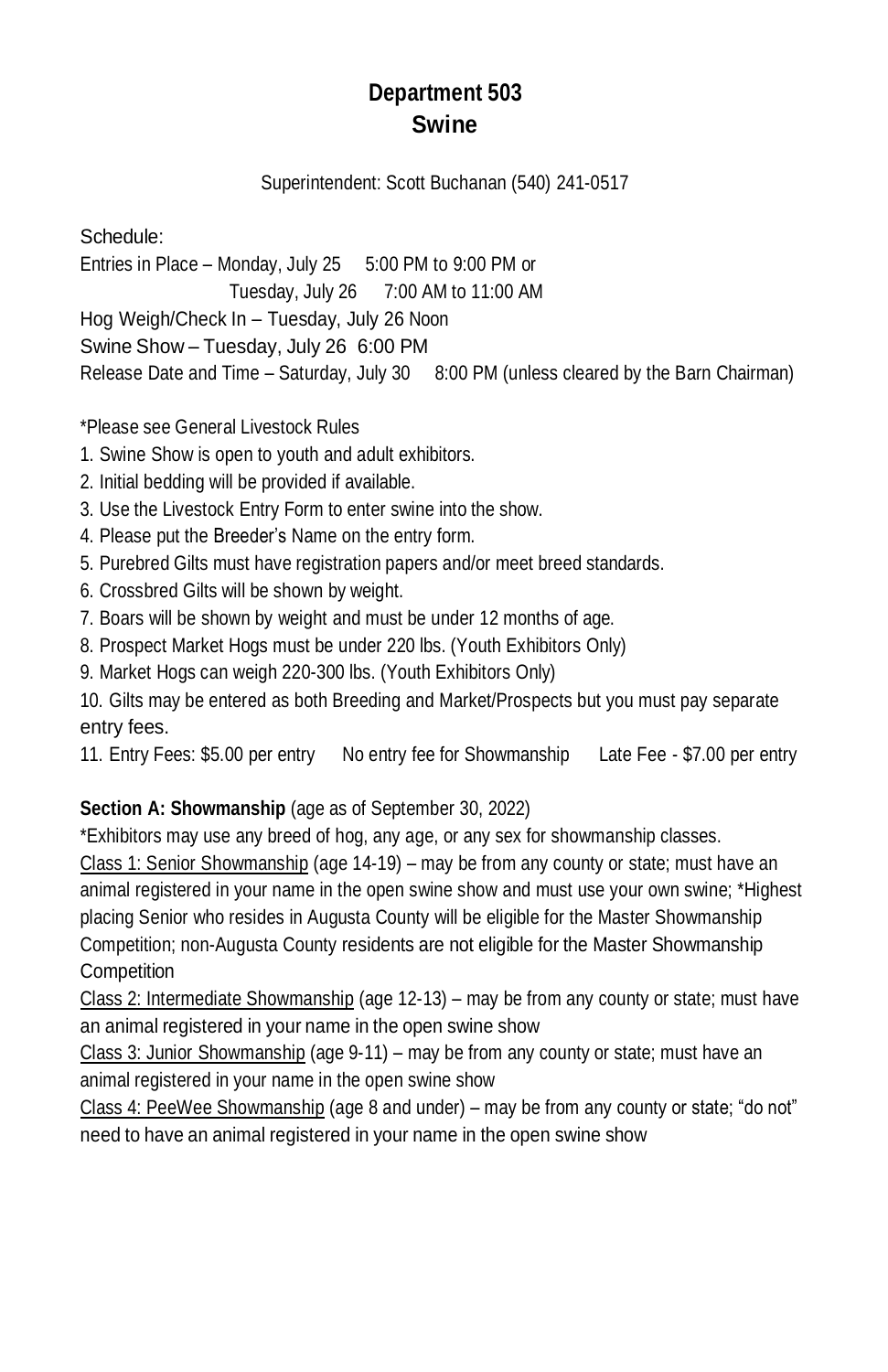# Department 503
# Swine

Superintendent: Scott Buchanan (540) 241-0517

Schedule:

Entries in Place – Monday, July 25 5:00 PM to 9:00 PM or
Tuesday, July 26 7:00 AM to 11:00 AM

Hog Weigh/Check In – Tuesday, July 26 Noon

Swine Show – Tuesday, July 26 6:00 PM

Release Date and Time – Saturday, July 30 8:00 PM (unless cleared by the Barn Chairman)

*Please see General Livestock Rules

1. Swine Show is open to youth and adult exhibitors.
2. Initial bedding will be provided if available.
3. Use the Livestock Entry Form to enter swine into the show.
4. Please put the Breeder's Name on the entry form.
5. Purebred Gilts must have registration papers and/or meet breed standards.
6. Crossbred Gilts will be shown by weight.
7. Boars will be shown by weight and must be under 12 months of age.
8. Prospect Market Hogs must be under 220 lbs. (Youth Exhibitors Only)
9. Market Hogs can weigh 220-300 lbs. (Youth Exhibitors Only)
10. Gilts may be entered as both Breeding and Market/Prospects but you must pay separate entry fees.
11. Entry Fees: $5.00 per entry No entry fee for Showmanship Late Fee - $7.00 per entry

**Section A: Showmanship** (age as of September 30, 2022)

*Exhibitors may use any breed of hog, any age, or any sex for showmanship classes.

Class 1: Senior Showmanship (age 14-19) – may be from any county or state; must have an animal registered in your name in the open swine show and must use your own swine; *Highest placing Senior who resides in Augusta County will be eligible for the Master Showmanship Competition; non-Augusta County residents are not eligible for the Master Showmanship Competition

Class 2: Intermediate Showmanship (age 12-13) – may be from any county or state; must have an animal registered in your name in the open swine show

Class 3: Junior Showmanship (age 9-11) – may be from any county or state; must have an animal registered in your name in the open swine show

Class 4: PeeWee Showmanship (age 8 and under) – may be from any county or state; "do not" need to have an animal registered in your name in the open swine show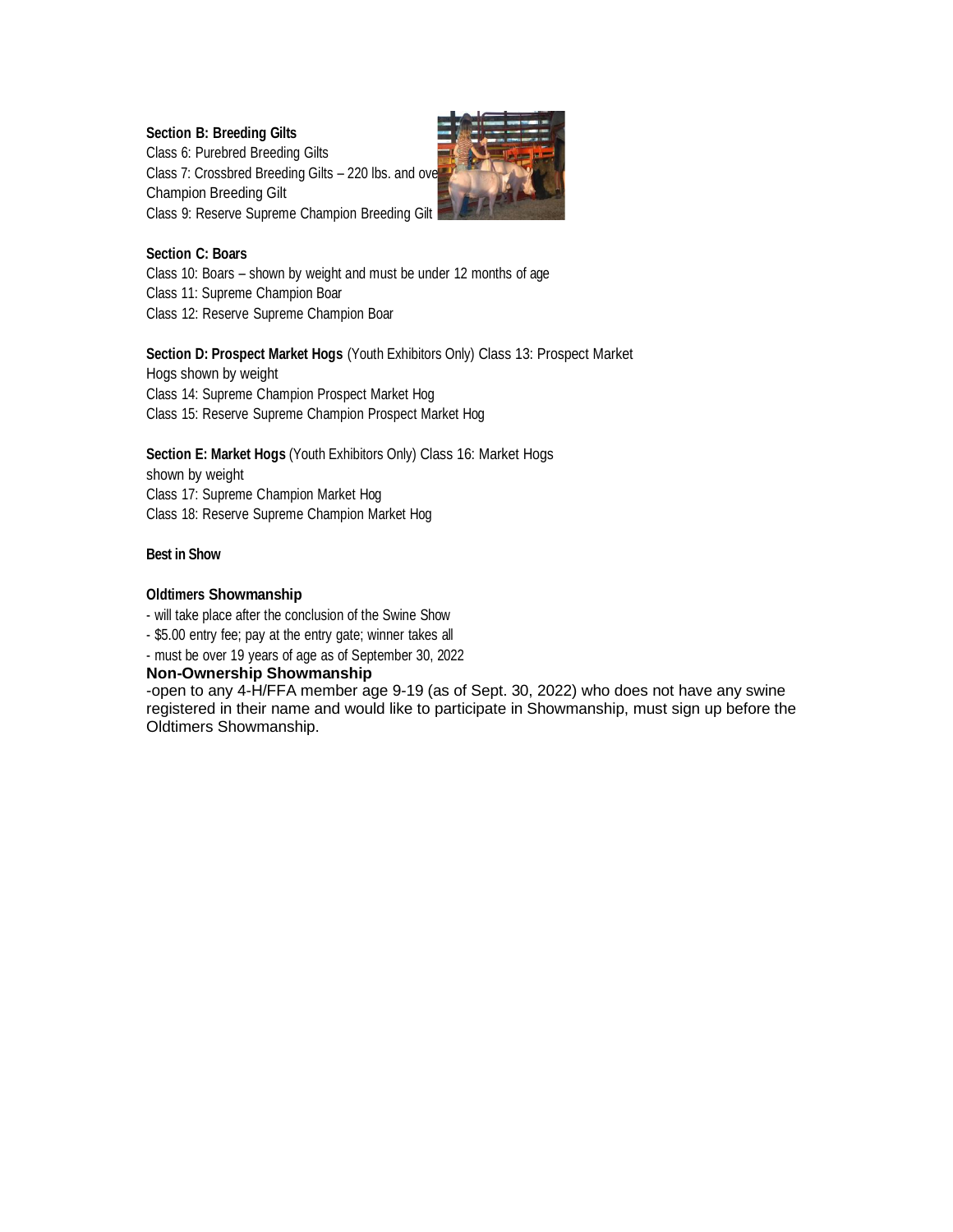**Section B: Breeding Gilts**
Class 6: Purebred Breeding Gilts
Class 7: Crossbred Breeding Gilts – 220 lbs. and ove
Champion Breeding Gilt
Class 9: Reserve Supreme Champion Breeding Gilt

**Section C: Boars**
Class 10: Boars – shown by weight and must be under 12 months of age
Class 11: Supreme Champion Boar
Class 12: Reserve Supreme Champion Boar

**Section D: Prospect Market Hogs** (Youth Exhibitors Only) Class 13: Prospect Market Hogs shown by weight
Class 14: Supreme Champion Prospect Market Hog
Class 15: Reserve Supreme Champion Prospect Market Hog

**Section E: Market Hogs** (Youth Exhibitors Only) Class 16: Market Hogs shown by weight
Class 17: Supreme Champion Market Hog
Class 18: Reserve Supreme Champion Market Hog

**Best in Show**

**Oldtimers Showmanship**

- will take place after the conclusion of the Swine Show
- $5.00 entry fee; pay at the entry gate; winner takes all
- must be over 19 years of age as of September 30, 2022

**Non-Ownership Showmanship**

-open to any 4-H/FFA member age 9-19 (as of Sept. 30, 2022) who does not have any swine registered in their name and would like to participate in Showmanship, must sign up before the Oldtimers Showmanship.